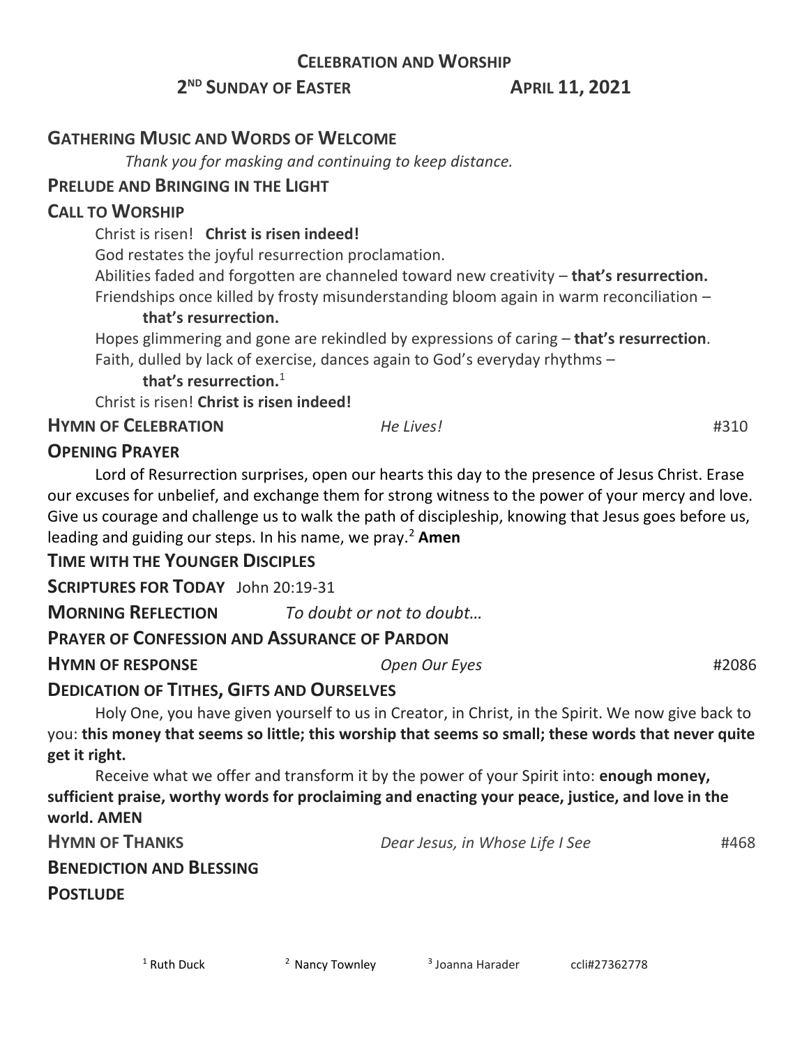# CELEBRATION AND WORSHIP

**2ND SUNDAY OF EASTER** **APRIL 11, 2021**

## GATHERING MUSIC AND WORDS OF WELCOME

*Thank you for masking and continuing to keep distance.*

## PRELUDE AND BRINGING IN THE LIGHT

## CALL TO WORSHIP

Christ is risen! **Christ is risen indeed!**
God restates the joyful resurrection proclamation.
Abilities faded and forgotten are channeled toward new creativity – **that's resurrection.**
Friendships once killed by frosty misunderstanding bloom again in warm reconciliation – **that's resurrection.**
Hopes glimmering and gone are rekindled by expressions of caring – **that's resurrection**.
Faith, dulled by lack of exercise, dances again to God's everyday rhythms – **that's resurrection.**[1]
Christ is risen! **Christ is risen indeed!**

## HYMN OF CELEBRATION *He Lives!* #310

## OPENING PRAYER

Lord of Resurrection surprises, open our hearts this day to the presence of Jesus Christ. Erase our excuses for unbelief, and exchange them for strong witness to the power of your mercy and love. Give us courage and challenge us to walk the path of discipleship, knowing that Jesus goes before us, leading and guiding our steps. In his name, we pray.[2] **Amen**

## TIME WITH THE YOUNGER DISCIPLES

## SCRIPTURES FOR TODAY John 20:19-31

## MORNING REFLECTION *To doubt or not to doubt…*

## PRAYER OF CONFESSION AND ASSURANCE OF PARDON

## HYMN OF RESPONSE *Open Our Eyes* #2086

## DEDICATION OF TITHES, GIFTS AND OURSELVES

Holy One, you have given yourself to us in Creator, in Christ, in the Spirit. We now give back to you: **this money that seems so little; this worship that seems so small; these words that never quite get it right.**

Receive what we offer and transform it by the power of your Spirit into: **enough money, sufficient praise, worthy words for proclaiming and enacting your peace, justice, and love in the world. AMEN**

## HYMN OF THANKS *Dear Jesus, in Whose Life I See* #468

## BENEDICTION AND BLESSING

## POSTLUDE

[1] Ruth Duck [2] Nancy Townley [3] Joanna Harader ccli#27362778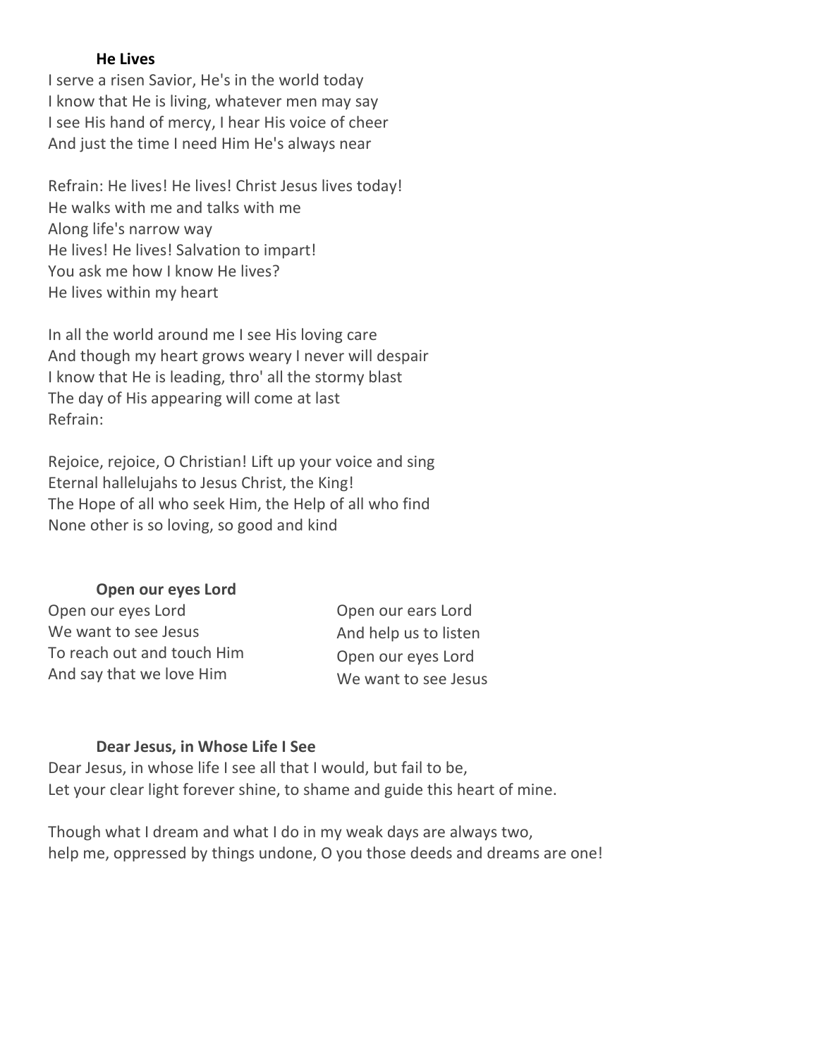### He Lives

I serve a risen Savior, He's in the world today
I know that He is living, whatever men may say
I see His hand of mercy, I hear His voice of cheer
And just the time I need Him He's always near

Refrain: He lives! He lives! Christ Jesus lives today!
He walks with me and talks with me
Along life's narrow way
He lives! He lives! Salvation to impart!
You ask me how I know He lives?
He lives within my heart

In all the world around me I see His loving care
And though my heart grows weary I never will despair
I know that He is leading, thro' all the stormy blast
The day of His appearing will come at last
Refrain:

Rejoice, rejoice, O Christian! Lift up your voice and sing
Eternal hallelujahs to Jesus Christ, the King!
The Hope of all who seek Him, the Help of all who find
None other is so loving, so good and kind

### Open our eyes Lord

Open our eyes Lord
We want to see Jesus
To reach out and touch Him
And say that we love Him

Open our ears Lord
And help us to listen
Open our eyes Lord
We want to see Jesus

### Dear Jesus, in Whose Life I See

Dear Jesus, in whose life I see all that I would, but fail to be,
Let your clear light forever shine, to shame and guide this heart of mine.

Though what I dream and what I do in my weak days are always two,
help me, oppressed by things undone, O you those deeds and dreams are one!